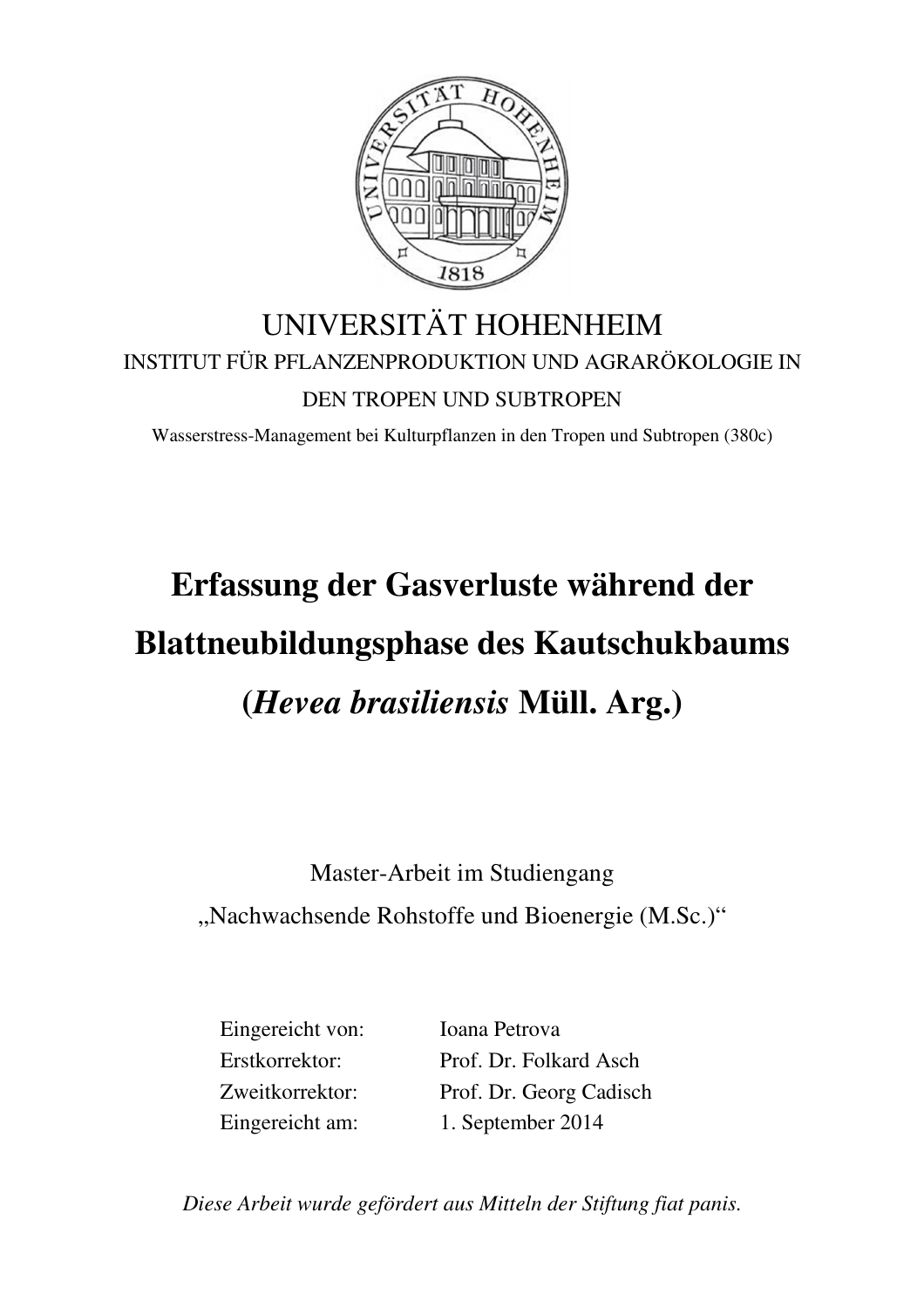UNIVERSITÄT HOHENHEIM

INSTITUT FÜR PFLANZENPRODUKTION UND AGRARÖKOLOGIE IN DEN TROPEN UND SUBTROPEN

Wasserstress-Management bei Kulturpflanzen in den Tropen und Subtropen (380c)

# Erfassung der Gasverluste während der Blattneubildungsphase des Kautschukbaums (*Hevea brasiliensis* Müll. Arg.)

Master-Arbeit im Studiengang

„Nachwachsende Rohstoffe und Bioenergie (M.Sc.)“

| | |
|---|---|
| Eingereicht von: | Ioana Petrova |
| Erstkorrektor: | Prof. Dr. Folkard Asch |
| Zweitkorrektor: | Prof. Dr. Georg Cadisch |
| Eingereicht am: | 1. September 2014 |

*Diese Arbeit wurde gefördert aus Mitteln der Stiftung fiat panis.*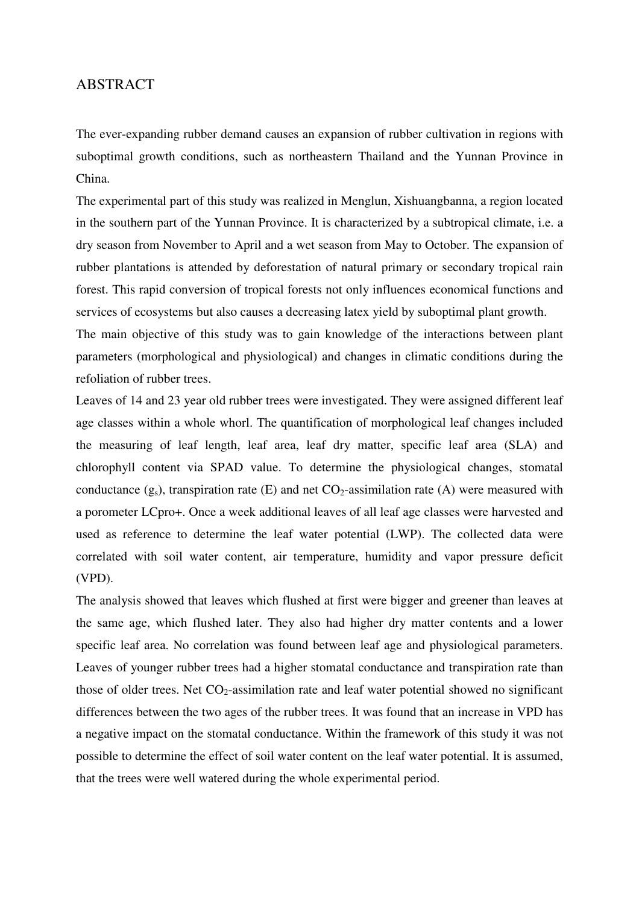# ABSTRACT

The ever-expanding rubber demand causes an expansion of rubber cultivation in regions with suboptimal growth conditions, such as northeastern Thailand and the Yunnan Province in China.

The experimental part of this study was realized in Menglun, Xishuangbanna, a region located in the southern part of the Yunnan Province. It is characterized by a subtropical climate, i.e. a dry season from November to April and a wet season from May to October. The expansion of rubber plantations is attended by deforestation of natural primary or secondary tropical rain forest. This rapid conversion of tropical forests not only influences economical functions and services of ecosystems but also causes a decreasing latex yield by suboptimal plant growth.

The main objective of this study was to gain knowledge of the interactions between plant parameters (morphological and physiological) and changes in climatic conditions during the refoliation of rubber trees.

Leaves of 14 and 23 year old rubber trees were investigated. They were assigned different leaf age classes within a whole whorl. The quantification of morphological leaf changes included the measuring of leaf length, leaf area, leaf dry matter, specific leaf area (SLA) and chlorophyll content via SPAD value. To determine the physiological changes, stomatal conductance ($g_s$), transpiration rate (E) and net $CO_2$-assimilation rate (A) were measured with a porometer LCpro+. Once a week additional leaves of all leaf age classes were harvested and used as reference to determine the leaf water potential (LWP). The collected data were correlated with soil water content, air temperature, humidity and vapor pressure deficit (VPD).

The analysis showed that leaves which flushed at first were bigger and greener than leaves at the same age, which flushed later. They also had higher dry matter contents and a lower specific leaf area. No correlation was found between leaf age and physiological parameters. Leaves of younger rubber trees had a higher stomatal conductance and transpiration rate than those of older trees. Net $CO_2$-assimilation rate and leaf water potential showed no significant differences between the two ages of the rubber trees. It was found that an increase in VPD has a negative impact on the stomatal conductance. Within the framework of this study it was not possible to determine the effect of soil water content on the leaf water potential. It is assumed, that the trees were well watered during the whole experimental period.